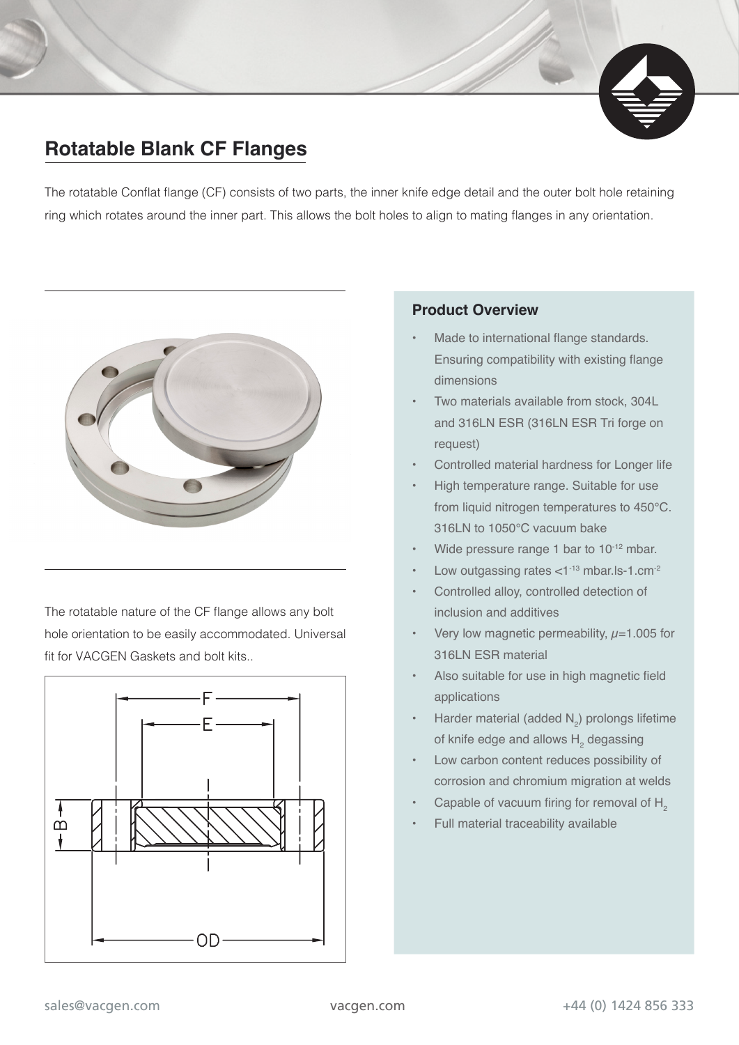# Rotatable Blank CF Flanges

The rotatable Conflat flange (CF) consists of two parts, the inner knife edge detail and the outer bolt hole retaining ring which rotates around the inner part. This allows the bolt holes to align to mating flanges in any orientation.

The rotatable nature of the CF flange allows any bolt hole orientation to be easily accommodated. Universal fit for VACGEN Gaskets and bolt kits..

## Product Overview

- Made to international flange standards. Ensuring compatibility with existing flange dimensions
- Two materials available from stock, 304L and 316LN ESR (316LN ESR Tri forge on request)
- Controlled material hardness for Longer life
- High temperature range. Suitable for use from liquid nitrogen temperatures to 450°C. 316LN to 1050°C vacuum bake
- Wide pressure range 1 bar to $10^{-12}$ mbar.
- Low outgassing rates $<1^{-13}$ mbar.ls-1.cm$^{-2}$
- Controlled alloy, controlled detection of inclusion and additives
- Very low magnetic permeability, $\mu$=1.005 for 316LN ESR material
- Also suitable for use in high magnetic field applications
- Harder material (added $N_2$) prolongs lifetime of knife edge and allows $H_2$ degassing
- Low carbon content reduces possibility of corrosion and chromium migration at welds
- Capable of vacuum firing for removal of $H_2$
- Full material traceability available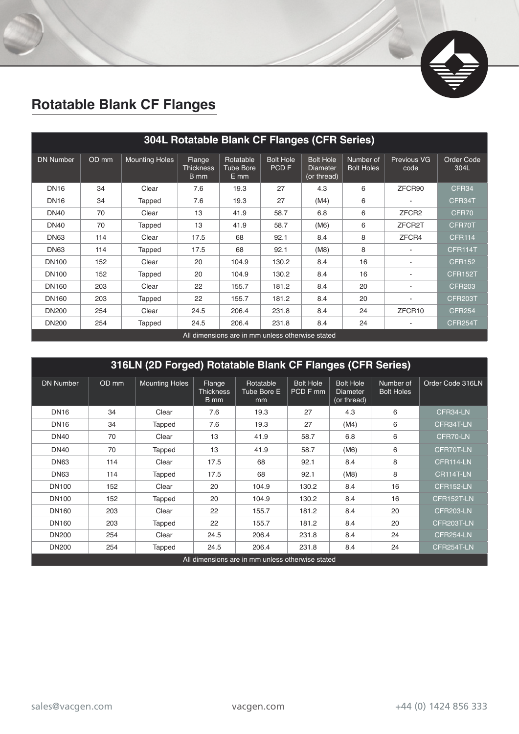# Rotatable Blank CF Flanges

| 304L Rotatable Blank CF Flanges (CFR Series) | | | | | | | | | |
|---|---|---|---|---|---|---|---|---|---|
| DN Number | OD mm | Mounting Holes | Flange Thickness B mm | Rotatable Tube Bore E mm | Bolt Hole PCD F | Bolt Hole Diameter (or thread) | Number of Bolt Holes | Previous VG code | Order Code 304L |
| DN16 | 34 | Clear | 7.6 | 19.3 | 27 | 4.3 | 6 | ZFCR90 | CFR34 |
| DN16 | 34 | Tapped | 7.6 | 19.3 | 27 | (M4) | 6 | - | CFR34T |
| DN40 | 70 | Clear | 13 | 41.9 | 58.7 | 6.8 | 6 | ZFCR2 | CFR70 |
| DN40 | 70 | Tapped | 13 | 41.9 | 58.7 | (M6) | 6 | ZFCR2T | CFR70T |
| DN63 | 114 | Clear | 17.5 | 68 | 92.1 | 8.4 | 8 | ZFCR4 | CFR114 |
| DN63 | 114 | Tapped | 17.5 | 68 | 92.1 | (M8) | 8 | - | CFR114T |
| DN100 | 152 | Clear | 20 | 104.9 | 130.2 | 8.4 | 16 | - | CFR152 |
| DN100 | 152 | Tapped | 20 | 104.9 | 130.2 | 8.4 | 16 | - | CFR152T |
| DN160 | 203 | Clear | 22 | 155.7 | 181.2 | 8.4 | 20 | - | CFR203 |
| DN160 | 203 | Tapped | 22 | 155.7 | 181.2 | 8.4 | 20 | - | CFR203T |
| DN200 | 254 | Clear | 24.5 | 206.4 | 231.8 | 8.4 | 24 | ZFCR10 | CFR254 |
| DN200 | 254 | Tapped | 24.5 | 206.4 | 231.8 | 8.4 | 24 | - | CFR254T |
| All dimensions are in mm unless otherwise stated | | | | | | | | | |

| 316LN (2D Forged) Rotatable Blank CF Flanges (CFR Series) | | | | | | | | |
|---|---|---|---|---|---|---|---|---|
| DN Number | OD mm | Mounting Holes | Flange Thickness B mm | Rotatable Tube Bore E mm | Bolt Hole PCD F mm | Bolt Hole Diameter (or thread) | Number of Bolt Holes | Order Code 316LN |
| DN16 | 34 | Clear | 7.6 | 19.3 | 27 | 4.3 | 6 | CFR34-LN |
| DN16 | 34 | Tapped | 7.6 | 19.3 | 27 | (M4) | 6 | CFR34T-LN |
| DN40 | 70 | Clear | 13 | 41.9 | 58.7 | 6.8 | 6 | CFR70-LN |
| DN40 | 70 | Tapped | 13 | 41.9 | 58.7 | (M6) | 6 | CFR70T-LN |
| DN63 | 114 | Clear | 17.5 | 68 | 92.1 | 8.4 | 8 | CFR114-LN |
| DN63 | 114 | Tapped | 17.5 | 68 | 92.1 | (M8) | 8 | CR114T-LN |
| DN100 | 152 | Clear | 20 | 104.9 | 130.2 | 8.4 | 16 | CFR152-LN |
| DN100 | 152 | Tapped | 20 | 104.9 | 130.2 | 8.4 | 16 | CFR152T-LN |
| DN160 | 203 | Clear | 22 | 155.7 | 181.2 | 8.4 | 20 | CFR203-LN |
| DN160 | 203 | Tapped | 22 | 155.7 | 181.2 | 8.4 | 20 | CFR203T-LN |
| DN200 | 254 | Clear | 24.5 | 206.4 | 231.8 | 8.4 | 24 | CFR254-LN |
| DN200 | 254 | Tapped | 24.5 | 206.4 | 231.8 | 8.4 | 24 | CFR254T-LN |
| All dimensions are in mm unless otherwise stated | | | | | | | | |